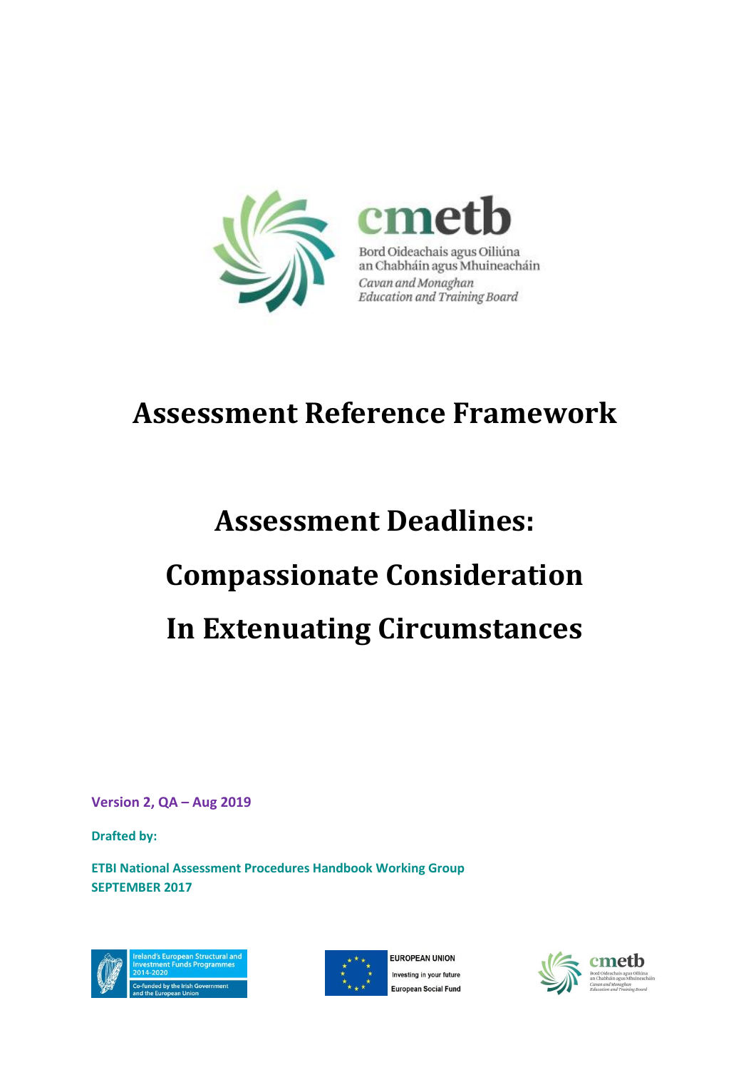cmetb

Bord Oideachais agus Oiliúna an Chabháin agus Mhuineacháin

*Cavan and Monaghan Education and Training Board*

# Assessment Reference Framework

# Assessment Deadlines: Compassionate Consideration In Extenuating Circumstances

**Version 2, QA – Aug 2019**

**Drafted by:**

**ETBI National Assessment Procedures Handbook Working Group**
**SEPTEMBER 2017**

Ireland's European Structural and Investment Funds Programmes 2014-2020
Co-funded by the Irish Government and the European Union

EUROPEAN UNION
Investing in your future
European Social Fund

cmetb
Bord Oideachais agus Oiliúna an Chabháin agus Mhuineacháin
*Cavan and Monaghan Education and Training Board*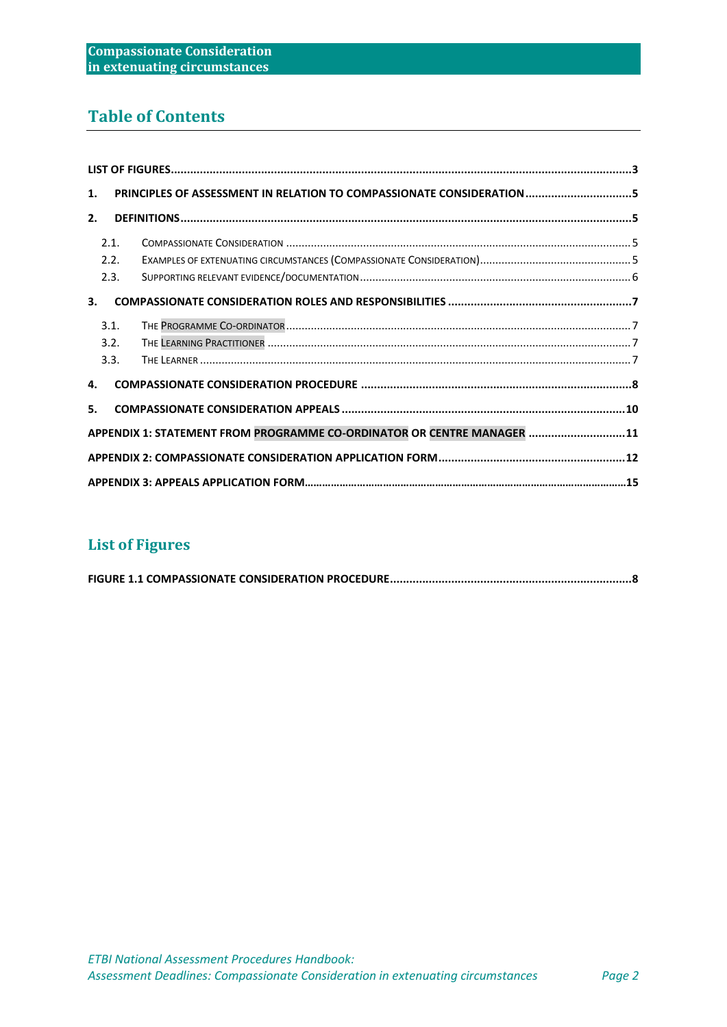## Table of Contents

- LIST OF FIGURES ........ 3
- 1. PRINCIPLES OF ASSESSMENT IN RELATION TO COMPASSIONATE CONSIDERATION ........ 5
- 2. DEFINITIONS ........ 5
  - 2.1. Compassionate Consideration ........ 5
  - 2.2. Examples of extenuating circumstances (Compassionate Consideration) ........ 5
  - 2.3. Supporting relevant evidence/documentation ........ 6
- 3. COMPASSIONATE CONSIDERATION ROLES AND RESPONSIBILITIES ........ 7
  - 3.1. The Programme Co-ordinator ........ 7
  - 3.2. The Learning Practitioner ........ 7
  - 3.3. The Learner ........ 7
- 4. COMPASSIONATE CONSIDERATION PROCEDURE ........ 8
- 5. COMPASSIONATE CONSIDERATION APPEALS ........ 10
- APPENDIX 1: STATEMENT FROM PROGRAMME CO-ORDINATOR OR CENTRE MANAGER ........ 11
- APPENDIX 2: COMPASSIONATE CONSIDERATION APPLICATION FORM ........ 12
- APPENDIX 3: APPEALS APPLICATION FORM ........ 15

## List of Figures

- FIGURE 1.1 COMPASSIONATE CONSIDERATION PROCEDURE ........ 8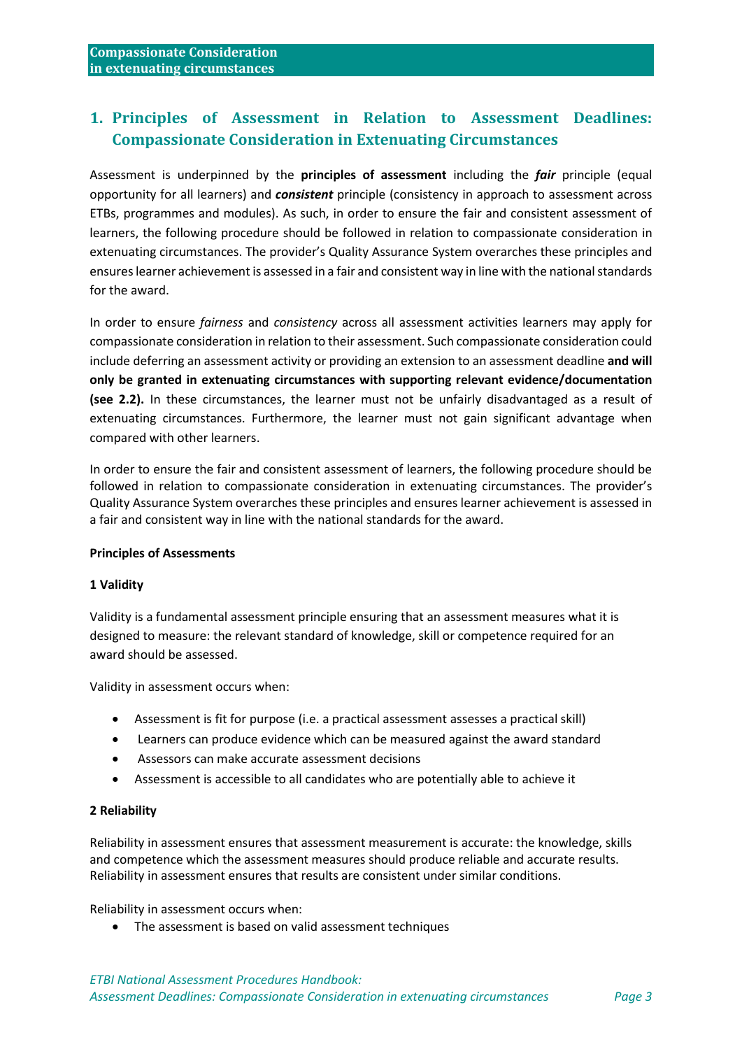# 1. Principles of Assessment in Relation to Assessment Deadlines: Compassionate Consideration in Extenuating Circumstances

Assessment is underpinned by the **principles of assessment** including the ***fair*** principle (equal opportunity for all learners) and ***consistent*** principle (consistency in approach to assessment across ETBs, programmes and modules). As such, in order to ensure the fair and consistent assessment of learners, the following procedure should be followed in relation to compassionate consideration in extenuating circumstances. The provider's Quality Assurance System overarches these principles and ensures learner achievement is assessed in a fair and consistent way in line with the national standards for the award.

In order to ensure *fairness* and *consistency* across all assessment activities learners may apply for compassionate consideration in relation to their assessment. Such compassionate consideration could include deferring an assessment activity or providing an extension to an assessment deadline **and will only be granted in extenuating circumstances with supporting relevant evidence/documentation (see 2.2).** In these circumstances, the learner must not be unfairly disadvantaged as a result of extenuating circumstances. Furthermore, the learner must not gain significant advantage when compared with other learners.

In order to ensure the fair and consistent assessment of learners, the following procedure should be followed in relation to compassionate consideration in extenuating circumstances. The provider's Quality Assurance System overarches these principles and ensures learner achievement is assessed in a fair and consistent way in line with the national standards for the award.

**Principles of Assessments**

**1 Validity**

Validity is a fundamental assessment principle ensuring that an assessment measures what it is designed to measure: the relevant standard of knowledge, skill or competence required for an award should be assessed.

Validity in assessment occurs when:

- Assessment is fit for purpose (i.e. a practical assessment assesses a practical skill)
- Learners can produce evidence which can be measured against the award standard
- Assessors can make accurate assessment decisions
- Assessment is accessible to all candidates who are potentially able to achieve it

**2 Reliability**

Reliability in assessment ensures that assessment measurement is accurate: the knowledge, skills and competence which the assessment measures should produce reliable and accurate results. Reliability in assessment ensures that results are consistent under similar conditions.

Reliability in assessment occurs when:

- The assessment is based on valid assessment techniques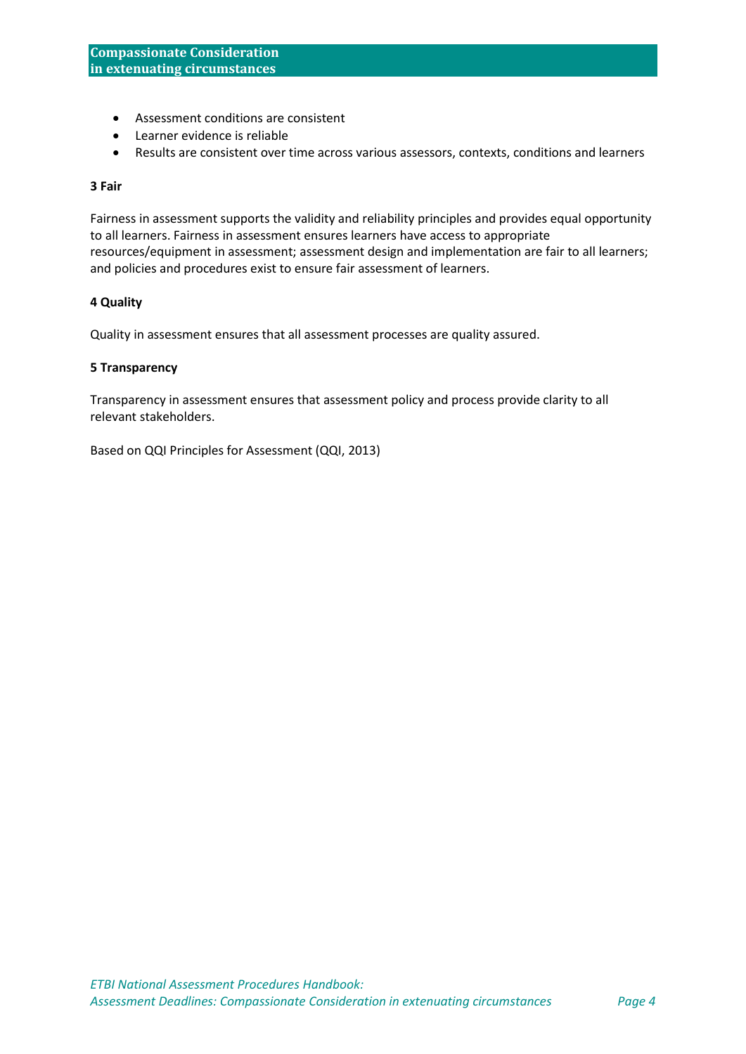- Assessment conditions are consistent
- Learner evidence is reliable
- Results are consistent over time across various assessors, contexts, conditions and learners

**3 Fair**

Fairness in assessment supports the validity and reliability principles and provides equal opportunity to all learners. Fairness in assessment ensures learners have access to appropriate resources/equipment in assessment; assessment design and implementation are fair to all learners; and policies and procedures exist to ensure fair assessment of learners.

**4 Quality**

Quality in assessment ensures that all assessment processes are quality assured.

**5 Transparency**

Transparency in assessment ensures that assessment policy and process provide clarity to all relevant stakeholders.

Based on QQI Principles for Assessment (QQI, 2013)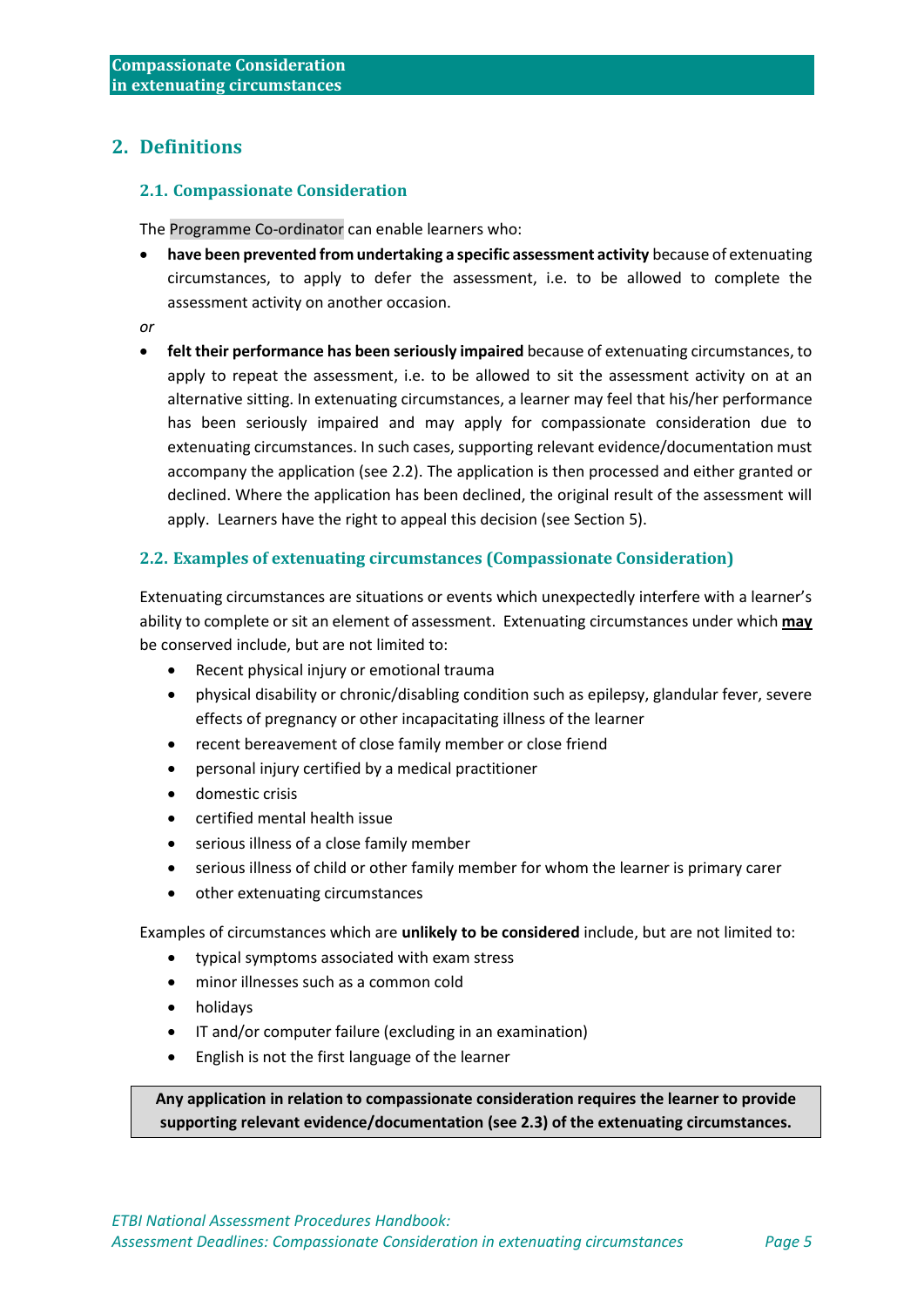## 2. Definitions

### 2.1. Compassionate Consideration

The Programme Co-ordinator can enable learners who:

- **have been prevented from undertaking a specific assessment activity** because of extenuating circumstances, to apply to defer the assessment, i.e. to be allowed to complete the assessment activity on another occasion.

*or*

- **felt their performance has been seriously impaired** because of extenuating circumstances, to apply to repeat the assessment, i.e. to be allowed to sit the assessment activity on at an alternative sitting. In extenuating circumstances, a learner may feel that his/her performance has been seriously impaired and may apply for compassionate consideration due to extenuating circumstances. In such cases, supporting relevant evidence/documentation must accompany the application (see 2.2). The application is then processed and either granted or declined. Where the application has been declined, the original result of the assessment will apply. Learners have the right to appeal this decision (see Section 5).

### 2.2. Examples of extenuating circumstances (Compassionate Consideration)

Extenuating circumstances are situations or events which unexpectedly interfere with a learner's ability to complete or sit an element of assessment. Extenuating circumstances under which **may** be conserved include, but are not limited to:

- Recent physical injury or emotional trauma
- physical disability or chronic/disabling condition such as epilepsy, glandular fever, severe effects of pregnancy or other incapacitating illness of the learner
- recent bereavement of close family member or close friend
- personal injury certified by a medical practitioner
- domestic crisis
- certified mental health issue
- serious illness of a close family member
- serious illness of child or other family member for whom the learner is primary carer
- other extenuating circumstances

Examples of circumstances which are **unlikely to be considered** include, but are not limited to:

- typical symptoms associated with exam stress
- minor illnesses such as a common cold
- holidays
- IT and/or computer failure (excluding in an examination)
- English is not the first language of the learner

**Any application in relation to compassionate consideration requires the learner to provide supporting relevant evidence/documentation (see 2.3) of the extenuating circumstances.**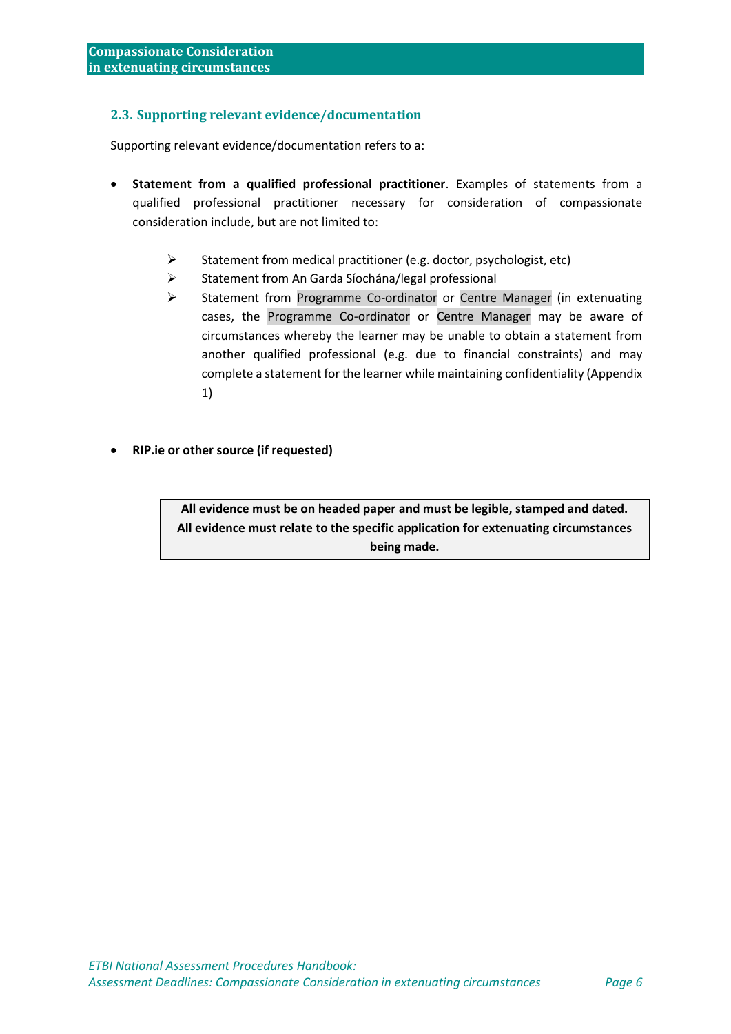### 2.3. Supporting relevant evidence/documentation

Supporting relevant evidence/documentation refers to a:

- **Statement from a qualified professional practitioner**. Examples of statements from a qualified professional practitioner necessary for consideration of compassionate consideration include, but are not limited to:
    - Statement from medical practitioner (e.g. doctor, psychologist, etc)
    - Statement from An Garda Síochána/legal professional
    - Statement from Programme Co-ordinator or Centre Manager (in extenuating cases, the Programme Co-ordinator or Centre Manager may be aware of circumstances whereby the learner may be unable to obtain a statement from another qualified professional (e.g. due to financial constraints) and may complete a statement for the learner while maintaining confidentiality (Appendix 1)

- **RIP.ie or other source (if requested)**

**All evidence must be on headed paper and must be legible, stamped and dated. All evidence must relate to the specific application for extenuating circumstances being made.**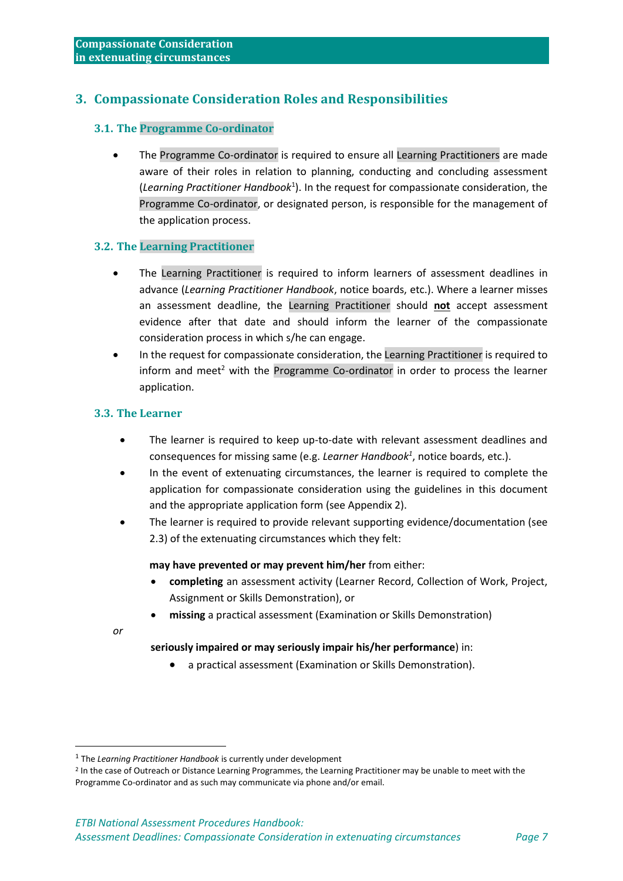## 3. Compassionate Consideration Roles and Responsibilities

### 3.1. The Programme Co-ordinator

- The Programme Co-ordinator is required to ensure all Learning Practitioners are made aware of their roles in relation to planning, conducting and concluding assessment (*Learning Practitioner Handbook*[1]). In the request for compassionate consideration, the Programme Co-ordinator, or designated person, is responsible for the management of the application process.

### 3.2. The Learning Practitioner

- The Learning Practitioner is required to inform learners of assessment deadlines in advance (*Learning Practitioner Handbook*, notice boards, etc.). Where a learner misses an assessment deadline, the Learning Practitioner should **not** accept assessment evidence after that date and should inform the learner of the compassionate consideration process in which s/he can engage.
- In the request for compassionate consideration, the Learning Practitioner is required to inform and meet[2] with the Programme Co-ordinator in order to process the learner application.

### 3.3. The Learner

- The learner is required to keep up-to-date with relevant assessment deadlines and consequences for missing same (e.g. *Learner Handbook*[1], notice boards, etc.).
- In the event of extenuating circumstances, the learner is required to complete the application for compassionate consideration using the guidelines in this document and the appropriate application form (see Appendix 2).
- The learner is required to provide relevant supporting evidence/documentation (see 2.3) of the extenuating circumstances which they felt:

  **may have prevented or may prevent him/her** from either:

  - **completing** an assessment activity (Learner Record, Collection of Work, Project, Assignment or Skills Demonstration), or
  - **missing** a practical assessment (Examination or Skills Demonstration)

*or*

  **seriously impaired or may seriously impair his/her performance**) in:

  - a practical assessment (Examination or Skills Demonstration).

---

[1] The *Learning Practitioner Handbook* is currently under development

[2] In the case of Outreach or Distance Learning Programmes, the Learning Practitioner may be unable to meet with the Programme Co-ordinator and as such may communicate via phone and/or email.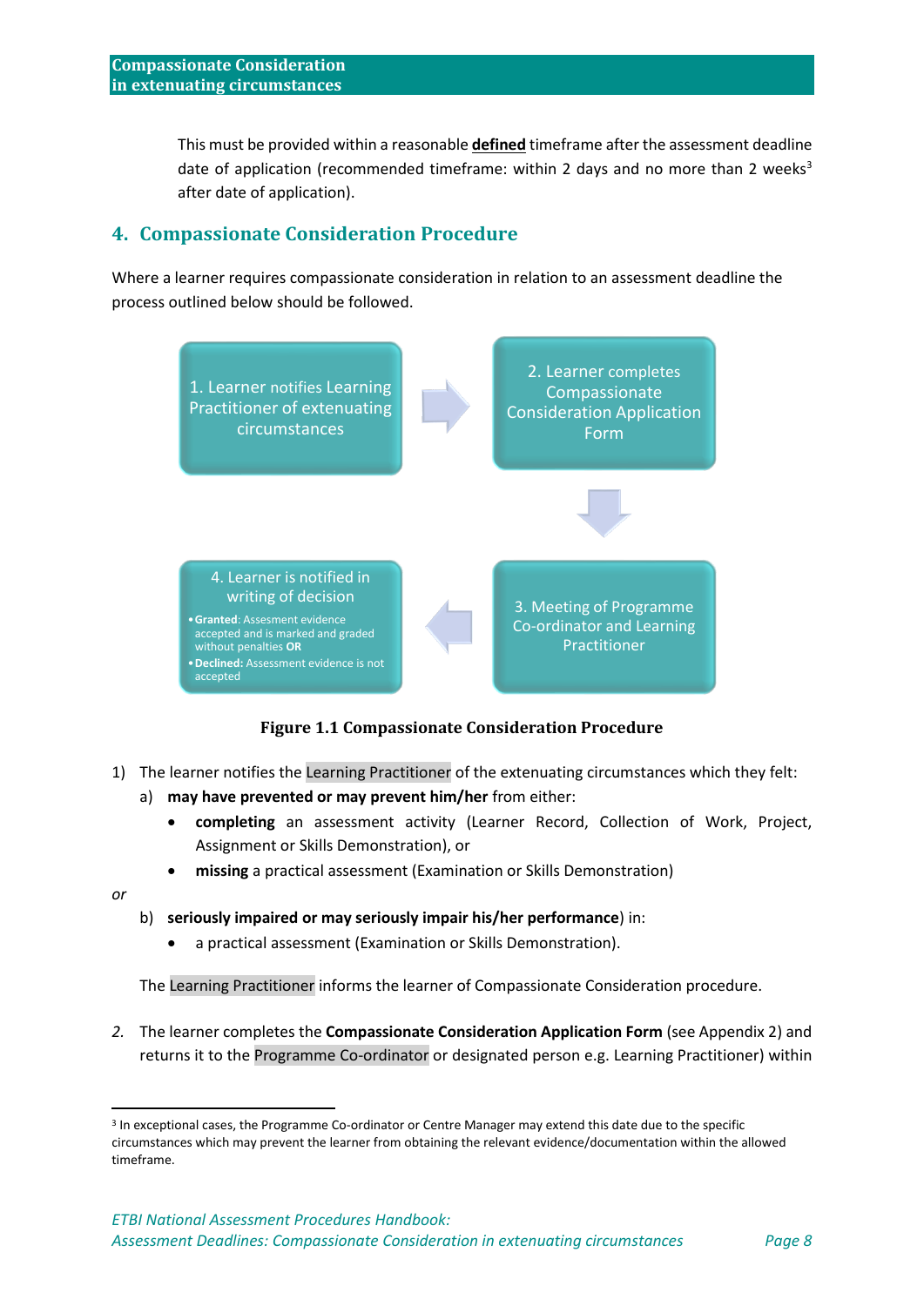This must be provided within a reasonable **defined** timeframe after the assessment deadline date of application (recommended timeframe: within 2 days and no more than 2 weeks[3] after date of application).

## 4. Compassionate Consideration Procedure

Where a learner requires compassionate consideration in relation to an assessment deadline the process outlined below should be followed.

1. Learner notifies Learning Practitioner of extenuating circumstances
2. Learner completes Compassionate Consideration Application Form
3. Meeting of Programme Co-ordinator and Learning Practitioner
4. Learner is notified in writing of decision
   - **Granted**: Assesment evidence accepted and is marked and graded without penalties **OR**
   - **Declined:** Assessment evidence is not accepted

**Figure 1.1 Compassionate Consideration Procedure**

1) The learner notifies the Learning Practitioner of the extenuating circumstances which they felt:
   a) **may have prevented or may prevent him/her** from either:
      - **completing** an assessment activity (Learner Record, Collection of Work, Project, Assignment or Skills Demonstration), or
      - **missing** a practical assessment (Examination or Skills Demonstration)

*or*

   b) **seriously impaired or may seriously impair his/her performance**) in:
      - a practical assessment (Examination or Skills Demonstration).

   The Learning Practitioner informs the learner of Compassionate Consideration procedure.

*2.* The learner completes the **Compassionate Consideration Application Form** (see Appendix 2) and returns it to the Programme Co-ordinator or designated person e.g. Learning Practitioner) within

---

[3] In exceptional cases, the Programme Co-ordinator or Centre Manager may extend this date due to the specific circumstances which may prevent the learner from obtaining the relevant evidence/documentation within the allowed timeframe.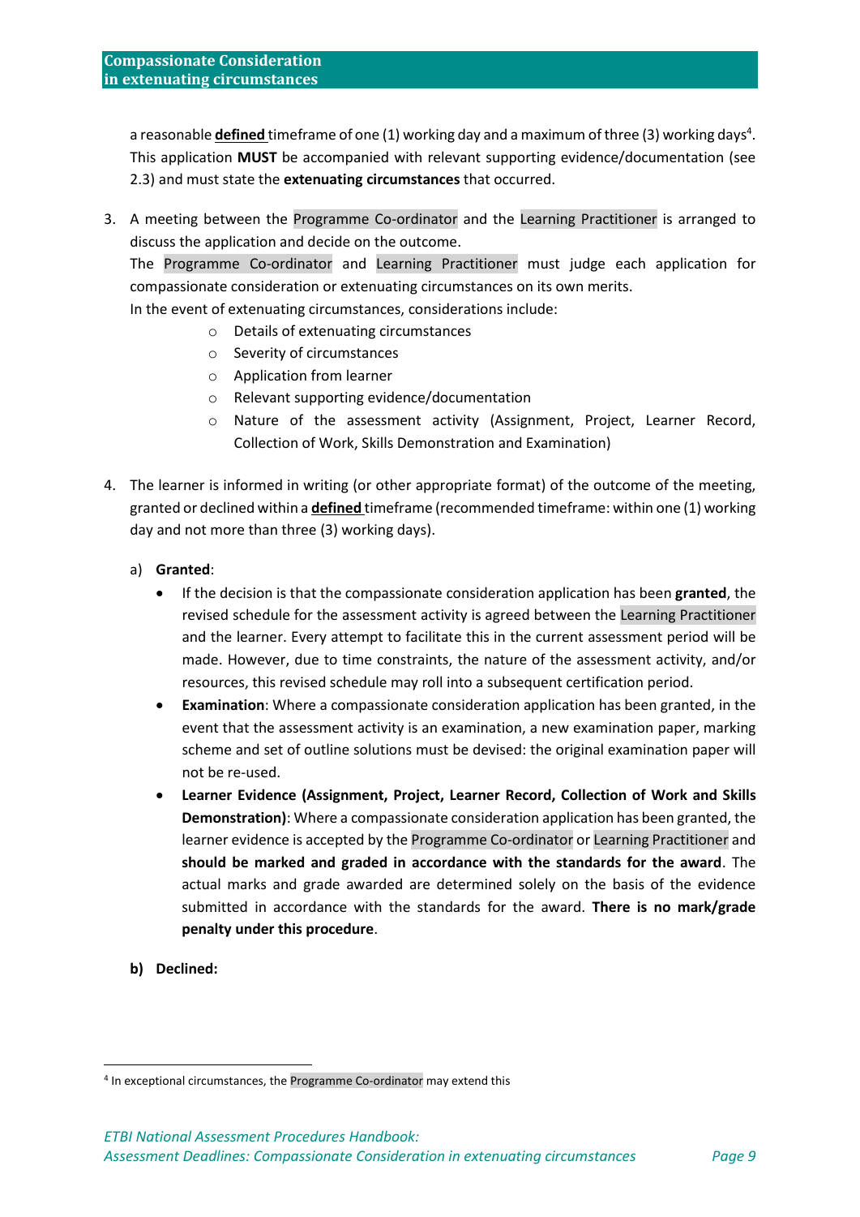a reasonable **defined** timeframe of one (1) working day and a maximum of three (3) working days[4]. This application **MUST** be accompanied with relevant supporting evidence/documentation (see 2.3) and must state the **extenuating circumstances** that occurred.

3. A meeting between the Programme Co-ordinator and the Learning Practitioner is arranged to discuss the application and decide on the outcome.
   The Programme Co-ordinator and Learning Practitioner must judge each application for compassionate consideration or extenuating circumstances on its own merits.
   In the event of extenuating circumstances, considerations include:
   - Details of extenuating circumstances
   - Severity of circumstances
   - Application from learner
   - Relevant supporting evidence/documentation
   - Nature of the assessment activity (Assignment, Project, Learner Record, Collection of Work, Skills Demonstration and Examination)

4. The learner is informed in writing (or other appropriate format) of the outcome of the meeting, granted or declined within a **defined** timeframe (recommended timeframe: within one (1) working day and not more than three (3) working days).

   a) **Granted**:
   - If the decision is that the compassionate consideration application has been **granted**, the revised schedule for the assessment activity is agreed between the Learning Practitioner and the learner. Every attempt to facilitate this in the current assessment period will be made. However, due to time constraints, the nature of the assessment activity, and/or resources, this revised schedule may roll into a subsequent certification period.
   - **Examination**: Where a compassionate consideration application has been granted, in the event that the assessment activity is an examination, a new examination paper, marking scheme and set of outline solutions must be devised: the original examination paper will not be re-used.
   - **Learner Evidence (Assignment, Project, Learner Record, Collection of Work and Skills Demonstration)**: Where a compassionate consideration application has been granted, the learner evidence is accepted by the Programme Co-ordinator or Learning Practitioner and **should be marked and graded in accordance with the standards for the award**. The actual marks and grade awarded are determined solely on the basis of the evidence submitted in accordance with the standards for the award. **There is no mark/grade penalty under this procedure**.

   **b) Declined:**

[4] In exceptional circumstances, the Programme Co-ordinator may extend this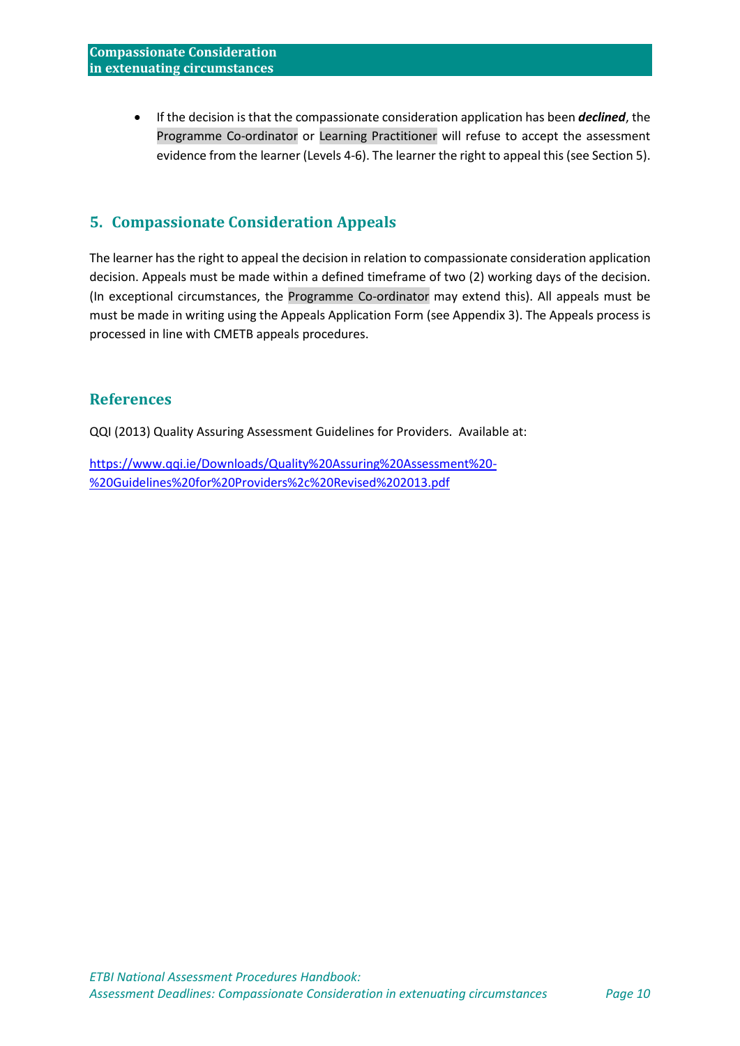- If the decision is that the compassionate consideration application has been ***declined***, the Programme Co-ordinator or Learning Practitioner will refuse to accept the assessment evidence from the learner (Levels 4-6). The learner the right to appeal this (see Section 5).

## 5. Compassionate Consideration Appeals

The learner has the right to appeal the decision in relation to compassionate consideration application decision. Appeals must be made within a defined timeframe of two (2) working days of the decision. (In exceptional circumstances, the Programme Co-ordinator may extend this). All appeals must be must be made in writing using the Appeals Application Form (see Appendix 3). The Appeals process is processed in line with CMETB appeals procedures.

## References

QQI (2013) Quality Assuring Assessment Guidelines for Providers. Available at:

[https://www.qqi.ie/Downloads/Quality%20Assuring%20Assessment%20-%20Guidelines%20for%20Providers%2c%20Revised%202013.pdf](https://www.qqi.ie/Downloads/Quality%20Assuring%20Assessment%20-%20Guidelines%20for%20Providers%2c%20Revised%202013.pdf)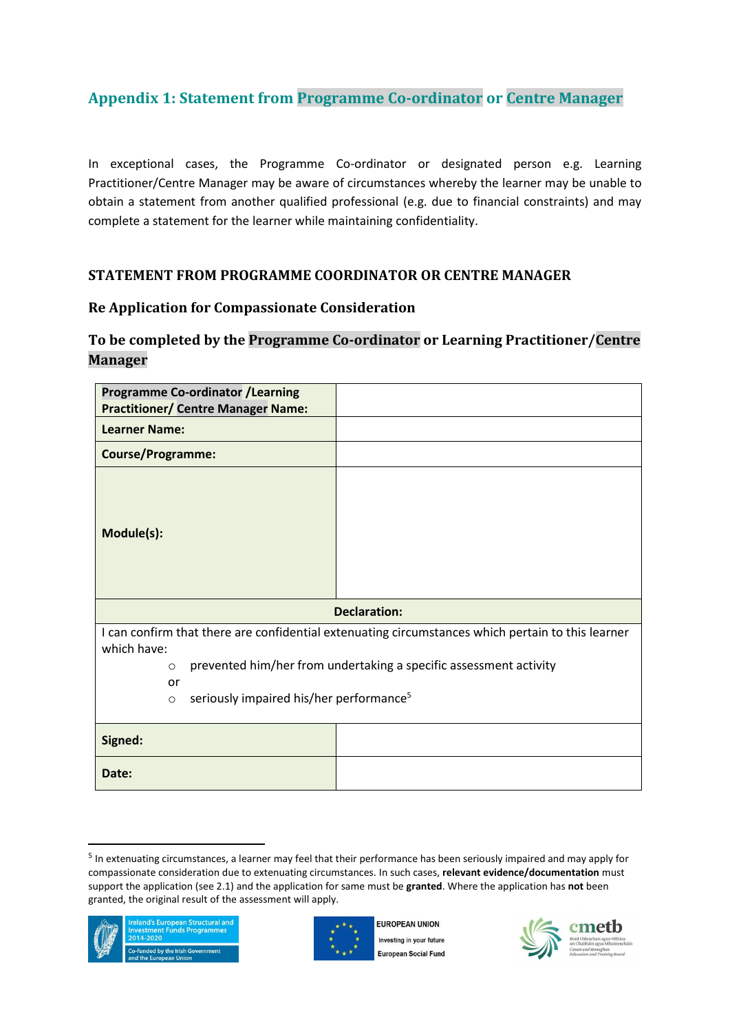## Appendix 1: Statement from Programme Co-ordinator or Centre Manager

In exceptional cases, the Programme Co-ordinator or designated person e.g. Learning Practitioner/Centre Manager may be aware of circumstances whereby the learner may be unable to obtain a statement from another qualified professional (e.g. due to financial constraints) and may complete a statement for the learner while maintaining confidentiality.

### STATEMENT FROM PROGRAMME COORDINATOR OR CENTRE MANAGER

### Re Application for Compassionate Consideration

### To be completed by the Programme Co-ordinator or Learning Practitioner/Centre Manager

| **Programme Co-ordinator /Learning Practitioner/ Centre Manager Name:** | |
|---|---|
| **Learner Name:** | |
| **Course/Programme:** | |
| **Module(s):** | |
| **Declaration:** | |
| I can confirm that there are confidential extenuating circumstances which pertain to this learner which have:<br>○ prevented him/her from undertaking a specific assessment activity<br>or<br>○ seriously impaired his/her performance[5] | |
| **Signed:** | |
| **Date:** | |

[5] In extenuating circumstances, a learner may feel that their performance has been seriously impaired and may apply for compassionate consideration due to extenuating circumstances. In such cases, **relevant evidence/documentation** must support the application (see 2.1) and the application for same must be **granted**. Where the application has **not** been granted, the original result of the assessment will apply.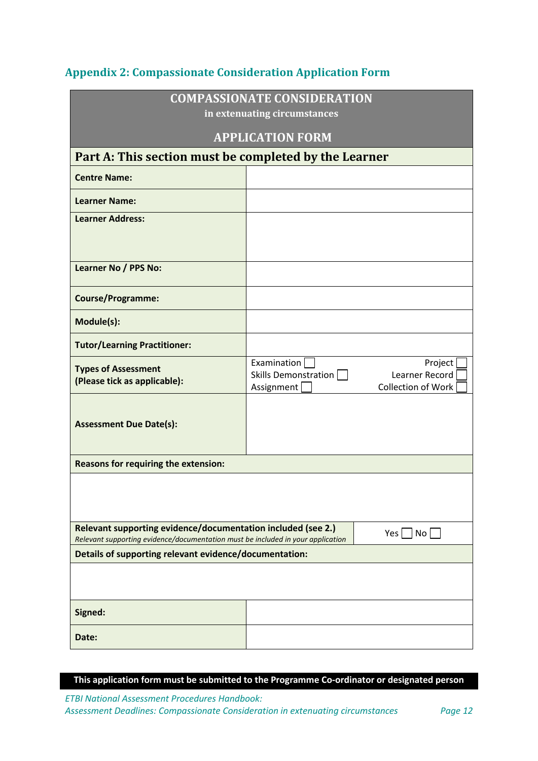## Appendix 2: Compassionate Consideration Application Form

| **COMPASSIONATE CONSIDERATION**<br>**in extenuating circumstances**<br><br>**APPLICATION FORM** | |
|---|---|
| **Part A: This section must be completed by the Learner** | |
| **Centre Name:** | |
| **Learner Name:** | |
| **Learner Address:** | |
| **Learner No / PPS No:** | |
| **Course/Programme:** | |
| **Module(s):** | |
| **Tutor/Learning Practitioner:** | |
| **Types of Assessment (Please tick as applicable):** | Examination ☐ Project ☐<br>Skills Demonstration ☐ Learner Record ☐<br>Assignment ☐ Collection of Work ☐ |
| **Assessment Due Date(s):** | |
| **Reasons for requiring the extension:** | |
| | |
| **Relevant supporting evidence/documentation included (see 2.)**<br>*Relevant supporting evidence/documentation must be included in your application* | Yes ☐ No ☐ |
| **Details of supporting relevant evidence/documentation:** | |
| | |
| **Signed:** | |
| **Date:** | |

**This application form must be submitted to the Programme Co-ordinator or designated person**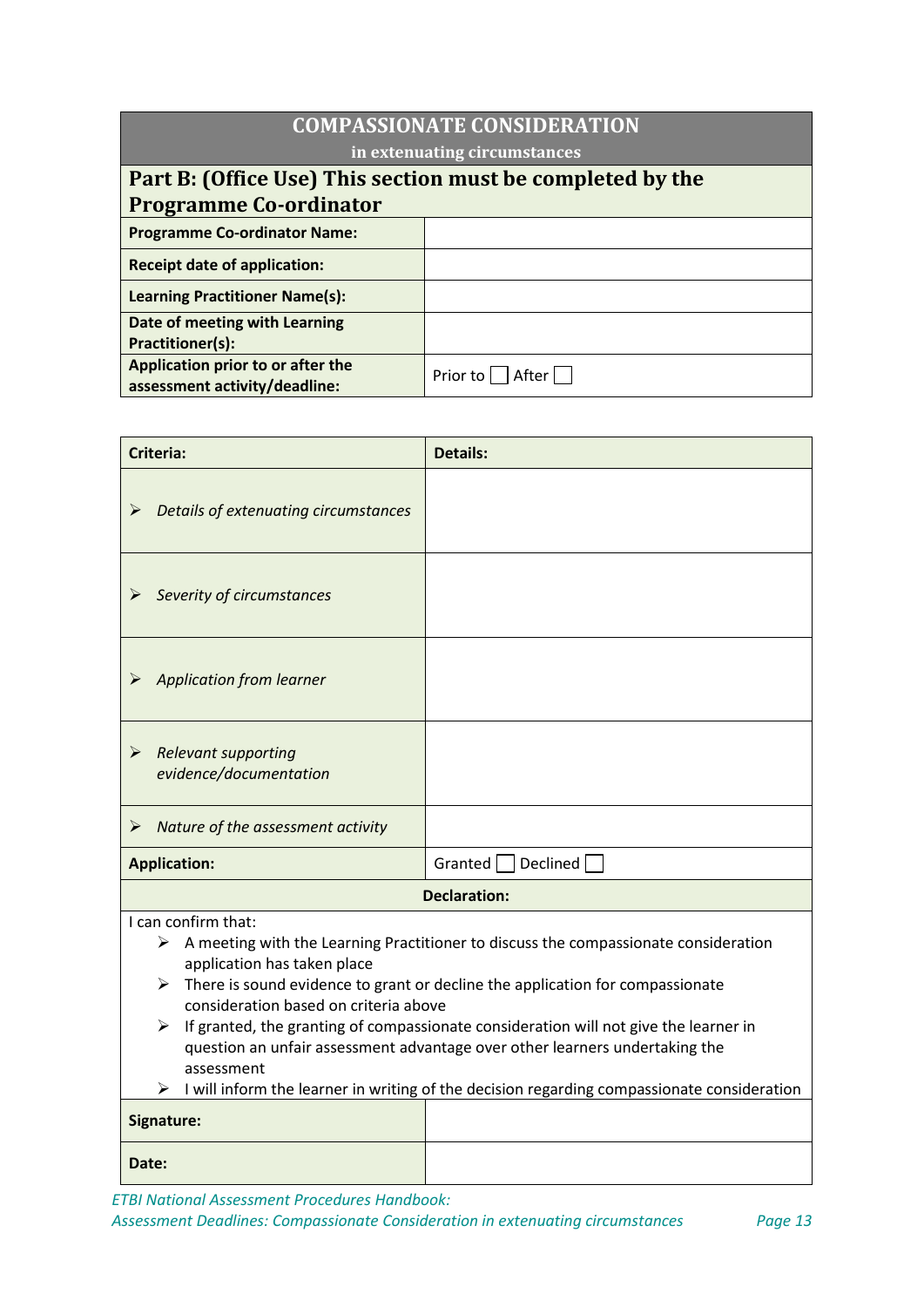## COMPASSIONATE CONSIDERATION

**in extenuating circumstances**

### Part B: (Office Use) This section must be completed by the Programme Co-ordinator

| | |
|---|---|
| **Programme Co-ordinator Name:** | |
| **Receipt date of application:** | |
| **Learning Practitioner Name(s):** | |
| **Date of meeting with Learning Practitioner(s):** | |
| **Application prior to or after the assessment activity/deadline:** | Prior to ☐ After ☐ |

| **Criteria:** | **Details:** |
|---|---|
| ➢ *Details of extenuating circumstances* | |
| ➢ *Severity of circumstances* | |
| ➢ *Application from learner* | |
| ➢ *Relevant supporting evidence/documentation* | |
| ➢ *Nature of the assessment activity* | |
| **Application:** | Granted ☐ Declined ☐ |

**Declaration:**

I can confirm that:

- A meeting with the Learning Practitioner to discuss the compassionate consideration application has taken place
- There is sound evidence to grant or decline the application for compassionate consideration based on criteria above
- If granted, the granting of compassionate consideration will not give the learner in question an unfair assessment advantage over other learners undertaking the assessment
- I will inform the learner in writing of the decision regarding compassionate consideration

| | |
|---|---|
| **Signature:** | |
| **Date:** | |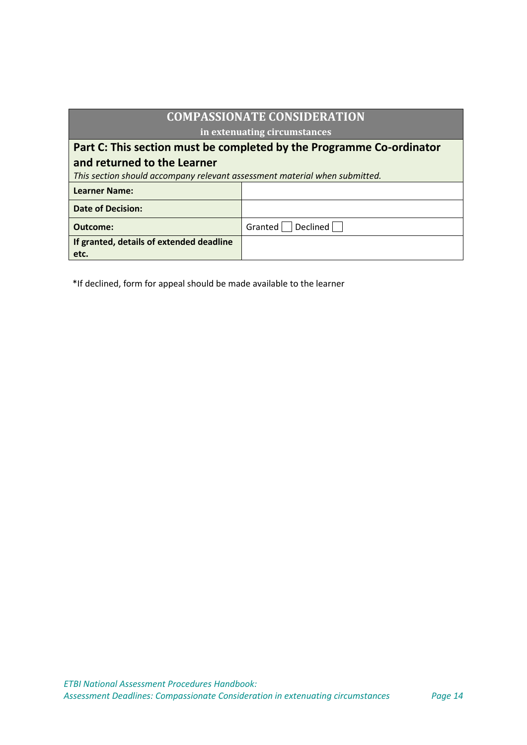| COMPASSIONATE CONSIDERATION<br>in extenuating circumstances | |
|---|---|
| **Part C: This section must be completed by the Programme Co-ordinator and returned to the Learner**<br>*This section should accompany relevant assessment material when submitted.* | |
| **Learner Name:** | |
| **Date of Decision:** | |
| **Outcome:** | Granted ☐ Declined ☐ |
| **If granted, details of extended deadline etc.** | |

*If declined, form for appeal should be made available to the learner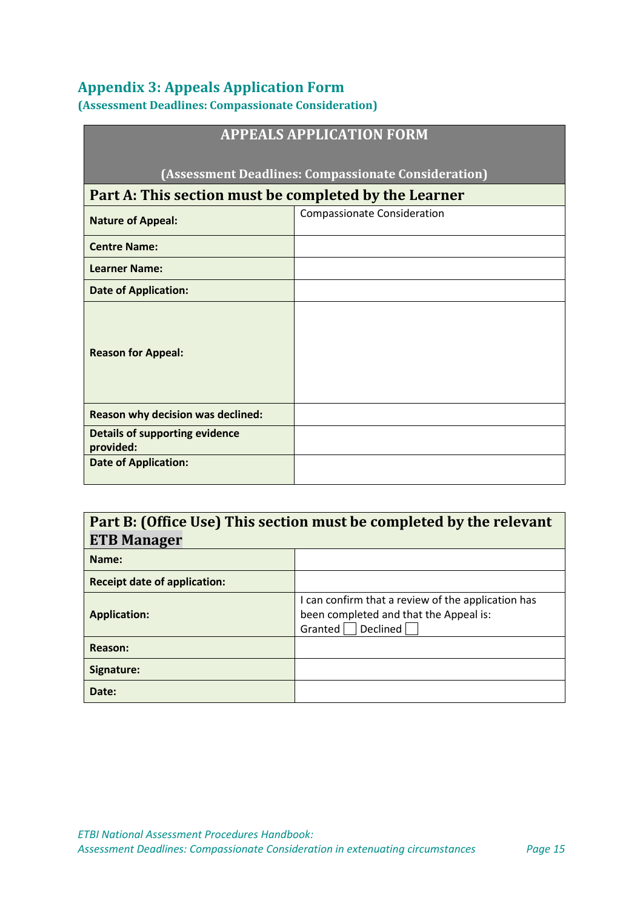## Appendix 3: Appeals Application Form

### (Assessment Deadlines: Compassionate Consideration)

| APPEALS APPLICATION FORM<br><br>(Assessment Deadlines: Compassionate Consideration) | |
|---|---|
| **Part A: This section must be completed by the Learner** | |
| **Nature of Appeal:** | Compassionate Consideration |
| **Centre Name:** | |
| **Learner Name:** | |
| **Date of Application:** | |
| **Reason for Appeal:** | |
| **Reason why decision was declined:** | |
| **Details of supporting evidence provided:** | |
| **Date of Application:** | |

| **Part B: (Office Use) This section must be completed by the relevant ETB Manager** | |
|---|---|
| **Name:** | |
| **Receipt date of application:** | |
| **Application:** | I can confirm that a review of the application has been completed and that the Appeal is:<br>Granted ☐ Declined ☐ |
| **Reason:** | |
| **Signature:** | |
| **Date:** | |